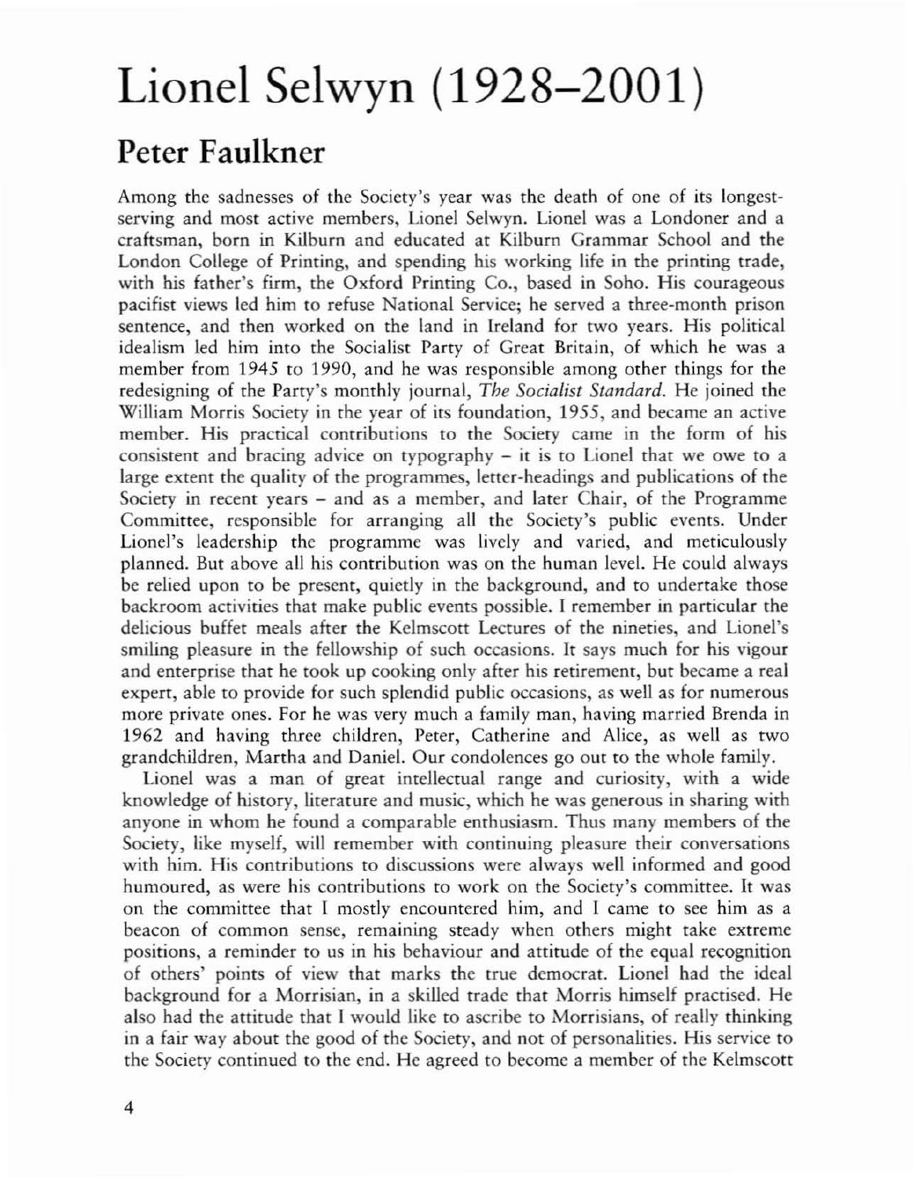# Lionel Selwyn (1928–2001)

## Peter Faulkner

Among the sadnesses of the Society's year was the death of one of its longest-serving and most active members, Lionel Selwyn. Lionel was a Londoner and a craftsman, born in Kilburn and educated at Kilburn Grammar School and the London College of Printing, and spending his working life in the printing trade, with his father's firm, the Oxford Printing Co., based in Soho. His courageous pacifist views led him to refuse National Service; he served a three-month prison sentence, and then worked on the land in Ireland for two years. His political idealism led him into the Socialist Party of Great Britain, of which he was a member from 1945 to 1990, and he was responsible among other things for the redesigning of the Party's monthly journal, *The Socialist Standard*. He joined the William Morris Society in the year of its foundation, 1955, and became an active member. His practical contributions to the Society came in the form of his consistent and bracing advice on typography – it is to Lionel that we owe to a large extent the quality of the programmes, letter-headings and publications of the Society in recent years – and as a member, and later Chair, of the Programme Committee, responsible for arranging all the Society's public events. Under Lionel's leadership the programme was lively and varied, and meticulously planned. But above all his contribution was on the human level. He could always be relied upon to be present, quietly in the background, and to undertake those backroom activities that make public events possible. I remember in particular the delicious buffet meals after the Kelmscott Lectures of the nineties, and Lionel's smiling pleasure in the fellowship of such occasions. It says much for his vigour and enterprise that he took up cooking only after his retirement, but became a real expert, able to provide for such splendid public occasions, as well as for numerous more private ones. For he was very much a family man, having married Brenda in 1962 and having three children, Peter, Catherine and Alice, as well as two grandchildren, Martha and Daniel. Our condolences go out to the whole family.

Lionel was a man of great intellectual range and curiosity, with a wide knowledge of history, literature and music, which he was generous in sharing with anyone in whom he found a comparable enthusiasm. Thus many members of the Society, like myself, will remember with continuing pleasure their conversations with him. His contributions to discussions were always well informed and good humoured, as were his contributions to work on the Society's committee. It was on the committee that I mostly encountered him, and I came to see him as a beacon of common sense, remaining steady when others might take extreme positions, a reminder to us in his behaviour and attitude of the equal recognition of others' points of view that marks the true democrat. Lionel had the ideal background for a Morrisian, in a skilled trade that Morris himself practised. He also had the attitude that I would like to ascribe to Morrisians, of really thinking in a fair way about the good of the Society, and not of personalities. His service to the Society continued to the end. He agreed to become a member of the Kelmscott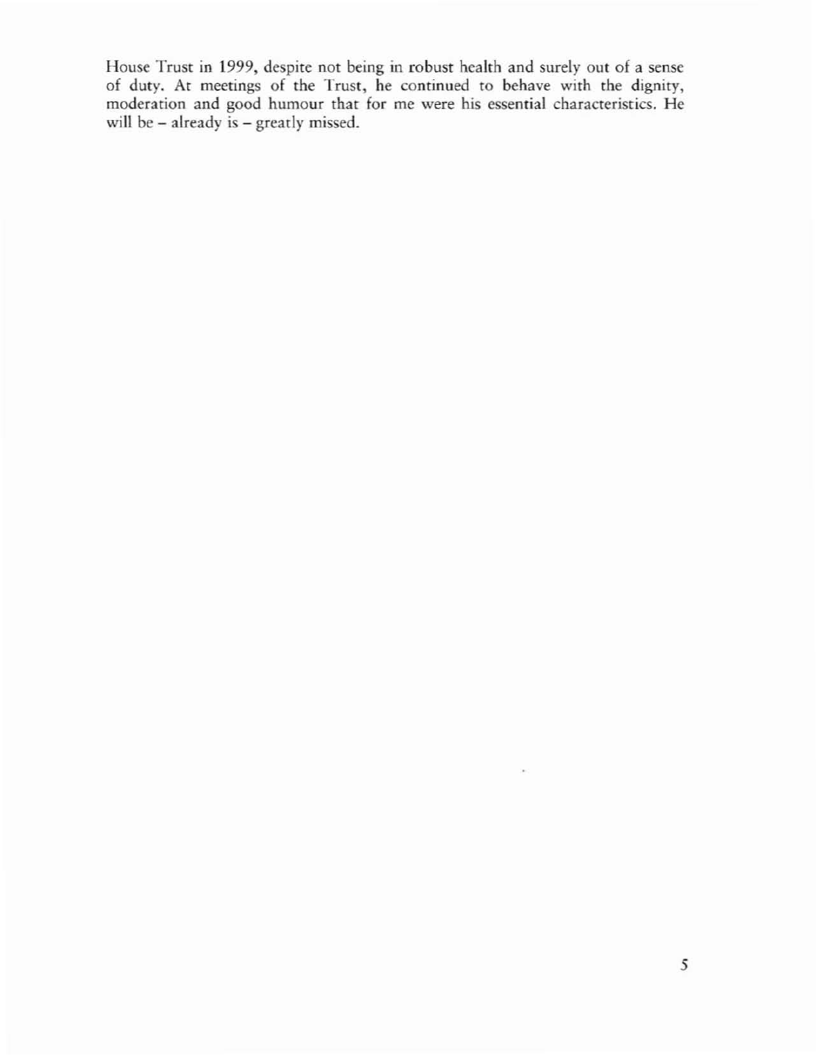House Trust in 1999, despite not being in robust health and surely out of a sense of duty. At meetings of the Trust, he continued to behave with the dignity, moderation and good humour that for me were his essential characteristics. He will be – already is – greatly missed.